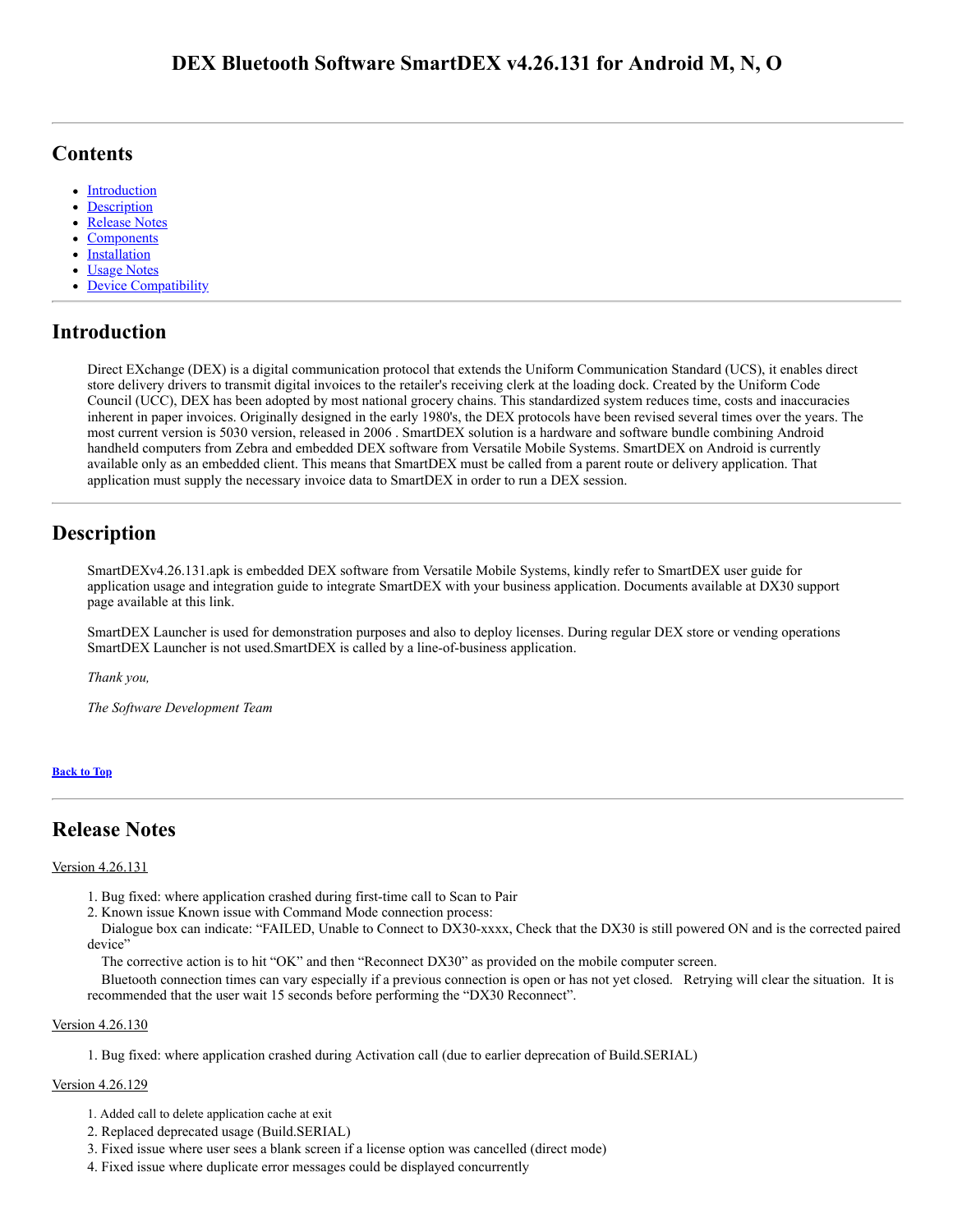# DEX Bluetooth Software SmartDEX v4.26.131 for Android M, N, O

---

## Contents

- Introduction
- Description
- Release Notes
- Components
- Installation
- Usage Notes
- Device Compatibility

---

## Introduction

Direct EXchange (DEX) is a digital communication protocol that extends the Uniform Communication Standard (UCS), it enables direct store delivery drivers to transmit digital invoices to the retailer's receiving clerk at the loading dock. Created by the Uniform Code Council (UCC), DEX has been adopted by most national grocery chains. This standardized system reduces time, costs and inaccuracies inherent in paper invoices. Originally designed in the early 1980's, the DEX protocols have been revised several times over the years. The most current version is 5030 version, released in 2006 . SmartDEX solution is a hardware and software bundle combining Android handheld computers from Zebra and embedded DEX software from Versatile Mobile Systems. SmartDEX on Android is currently available only as an embedded client. This means that SmartDEX must be called from a parent route or delivery application. That application must supply the necessary invoice data to SmartDEX in order to run a DEX session.

---

## Description

SmartDEXv4.26.131.apk is embedded DEX software from Versatile Mobile Systems, kindly refer to SmartDEX user guide for application usage and integration guide to integrate SmartDEX with your business application. Documents available at DX30 support page available at this link.

SmartDEX Launcher is used for demonstration purposes and also to deploy licenses. During regular DEX store or vending operations SmartDEX Launcher is not used.SmartDEX is called by a line-of-business application.

*Thank you,*

*The Software Development Team*

**Back to Top**

---

## Release Notes

Version 4.26.131

1. Bug fixed: where application crashed during first-time call to Scan to Pair
2. Known issue Known issue with Command Mode connection process:
   Dialogue box can indicate: “FAILED, Unable to Connect to DX30-xxxx, Check that the DX30 is still powered ON and is the corrected paired device”
   The corrective action is to hit “OK” and then “Reconnect DX30” as provided on the mobile computer screen.
   Bluetooth connection times can vary especially if a previous connection is open or has not yet closed. Retrying will clear the situation. It is recommended that the user wait 15 seconds before performing the “DX30 Reconnect”.

Version 4.26.130

1. Bug fixed: where application crashed during Activation call (due to earlier deprecation of Build.SERIAL)

Version 4.26.129

1. Added call to delete application cache at exit
2. Replaced deprecated usage (Build.SERIAL)
3. Fixed issue where user sees a blank screen if a license option was cancelled (direct mode)
4. Fixed issue where duplicate error messages could be displayed concurrently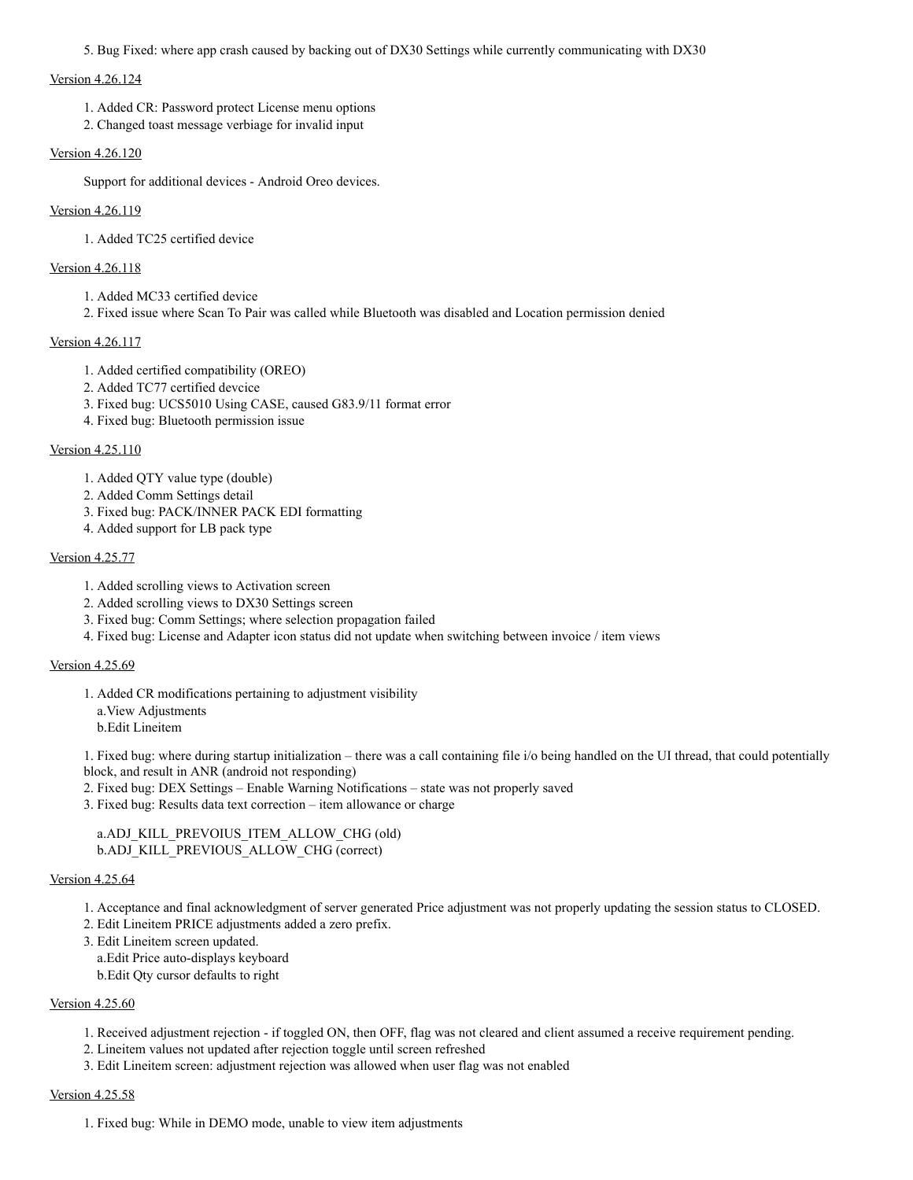5. Bug Fixed: where app crash caused by backing out of DX30 Settings while currently communicating with DX30

Version 4.26.124

1. Added CR: Password protect License menu options
2. Changed toast message verbiage for invalid input

Version 4.26.120

Support for additional devices - Android Oreo devices.

Version 4.26.119

1. Added TC25 certified device

Version 4.26.118

1. Added MC33 certified device
2. Fixed issue where Scan To Pair was called while Bluetooth was disabled and Location permission denied

Version 4.26.117

1. Added certified compatibility (OREO)
2. Added TC77 certified devcice
3. Fixed bug: UCS5010 Using CASE, caused G83.9/11 format error
4. Fixed bug: Bluetooth permission issue

Version 4.25.110

1. Added QTY value type (double)
2. Added Comm Settings detail
3. Fixed bug: PACK/INNER PACK EDI formatting
4. Added support for LB pack type

Version 4.25.77

1. Added scrolling views to Activation screen
2. Added scrolling views to DX30 Settings screen
3. Fixed bug: Comm Settings; where selection propagation failed
4. Fixed bug: License and Adapter icon status did not update when switching between invoice / item views

Version 4.25.69

1. Added CR modifications pertaining to adjustment visibility
   a. View Adjustments
   b. Edit Lineitem

1. Fixed bug: where during startup initialization – there was a call containing file i/o being handled on the UI thread, that could potentially block, and result in ANR (android not responding)
2. Fixed bug: DEX Settings – Enable Warning Notifications – state was not properly saved
3. Fixed bug: Results data text correction – item allowance or charge

   a. ADJ_KILL_PREVOIUS_ITEM_ALLOW_CHG (old)
   b. ADJ_KILL_PREVIOUS_ALLOW_CHG (correct)

Version 4.25.64

1. Acceptance and final acknowledgment of server generated Price adjustment was not properly updating the session status to CLOSED.
2. Edit Lineitem PRICE adjustments added a zero prefix.
3. Edit Lineitem screen updated.
   a. Edit Price auto-displays keyboard
   b. Edit Qty cursor defaults to right

Version 4.25.60

1. Received adjustment rejection - if toggled ON, then OFF, flag was not cleared and client assumed a receive requirement pending.
2. Lineitem values not updated after rejection toggle until screen refreshed
3. Edit Lineitem screen: adjustment rejection was allowed when user flag was not enabled

Version 4.25.58

1. Fixed bug: While in DEMO mode, unable to view item adjustments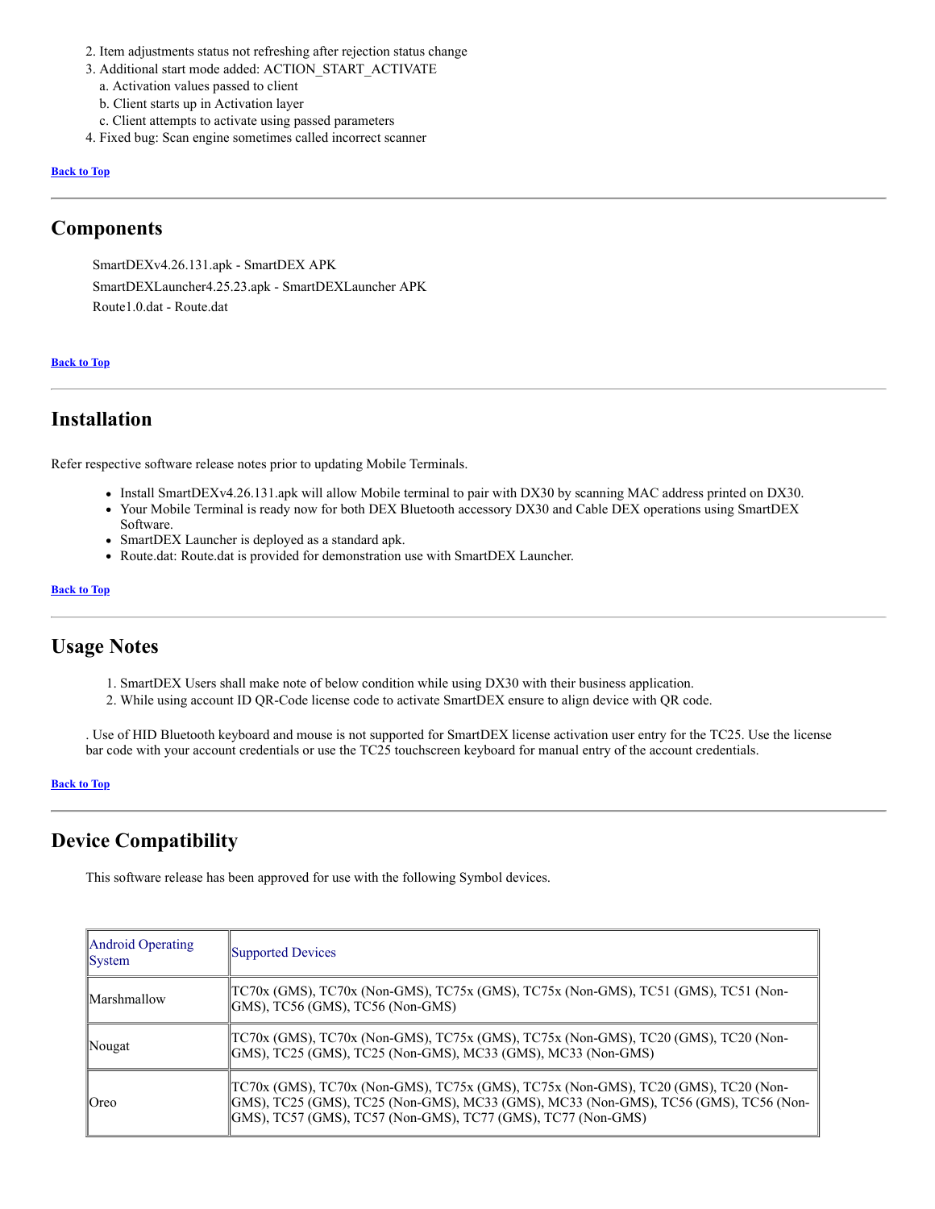2. Item adjustments status not refreshing after rejection status change
3. Additional start mode added: ACTION_START_ACTIVATE
   a. Activation values passed to client
   b. Client starts up in Activation layer
   c. Client attempts to activate using passed parameters
4. Fixed bug: Scan engine sometimes called incorrect scanner

**Back to Top**

---

## Components

SmartDEXv4.26.131.apk - SmartDEX APK

SmartDEXLauncher4.25.23.apk - SmartDEXLauncher APK

Route1.0.dat - Route.dat

**Back to Top**

---

## Installation

Refer respective software release notes prior to updating Mobile Terminals.

- Install SmartDEXv4.26.131.apk will allow Mobile terminal to pair with DX30 by scanning MAC address printed on DX30.
- Your Mobile Terminal is ready now for both DEX Bluetooth accessory DX30 and Cable DEX operations using SmartDEX Software.
- SmartDEX Launcher is deployed as a standard apk.
- Route.dat: Route.dat is provided for demonstration use with SmartDEX Launcher.

**Back to Top**

---

## Usage Notes

1. SmartDEX Users shall make note of below condition while using DX30 with their business application.
2. While using account ID QR-Code license code to activate SmartDEX ensure to align device with QR code.

. Use of HID Bluetooth keyboard and mouse is not supported for SmartDEX license activation user entry for the TC25. Use the license bar code with your account credentials or use the TC25 touchscreen keyboard for manual entry of the account credentials.

**Back to Top**

---

## Device Compatibility

This software release has been approved for use with the following Symbol devices.

| Android Operating System | Supported Devices |
| --- | --- |
| Marshmallow | TC70x (GMS), TC70x (Non-GMS), TC75x (GMS), TC75x (Non-GMS), TC51 (GMS), TC51 (Non-GMS), TC56 (GMS), TC56 (Non-GMS) |
| Nougat | TC70x (GMS), TC70x (Non-GMS), TC75x (GMS), TC75x (Non-GMS), TC20 (GMS), TC20 (Non-GMS), TC25 (GMS), TC25 (Non-GMS), MC33 (GMS), MC33 (Non-GMS) |
| Oreo | TC70x (GMS), TC70x (Non-GMS), TC75x (GMS), TC75x (Non-GMS), TC20 (GMS), TC20 (Non-GMS), TC25 (GMS), TC25 (Non-GMS), MC33 (GMS), MC33 (Non-GMS), TC56 (GMS), TC56 (Non-GMS), TC57 (GMS), TC57 (Non-GMS), TC77 (GMS), TC77 (Non-GMS) |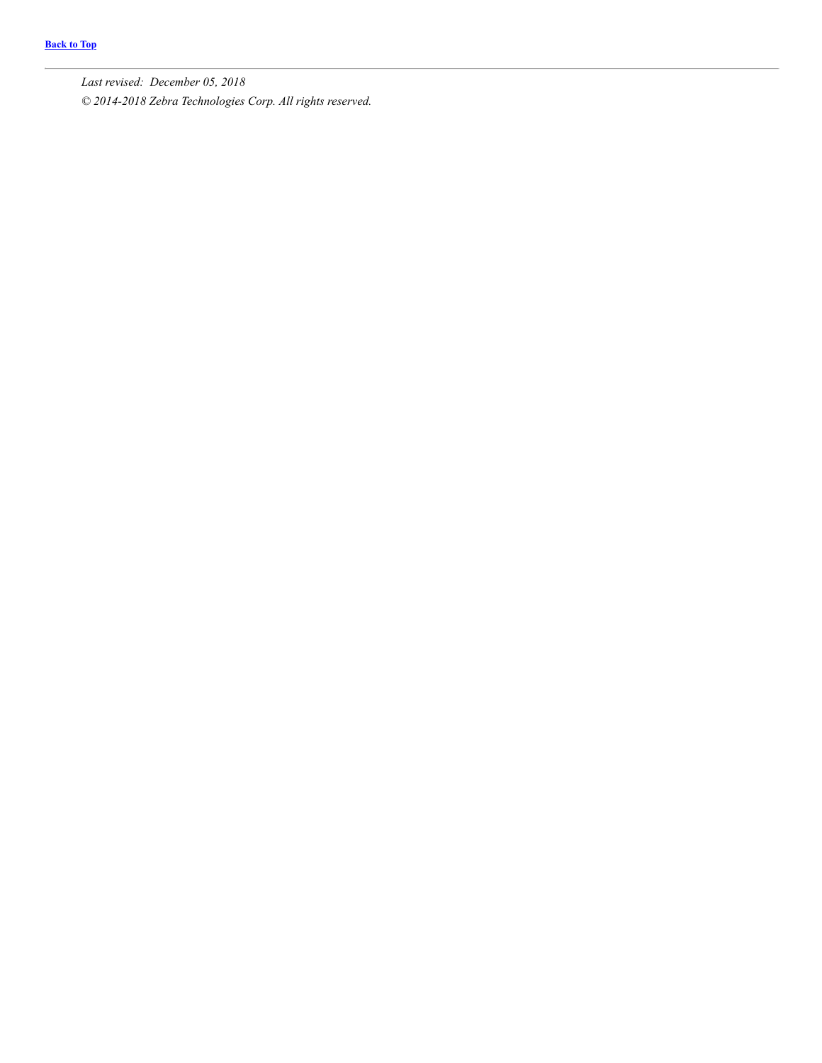**Back to Top**

---

*Last revised: December 05, 2018*

*© 2014-2018 Zebra Technologies Corp. All rights reserved.*